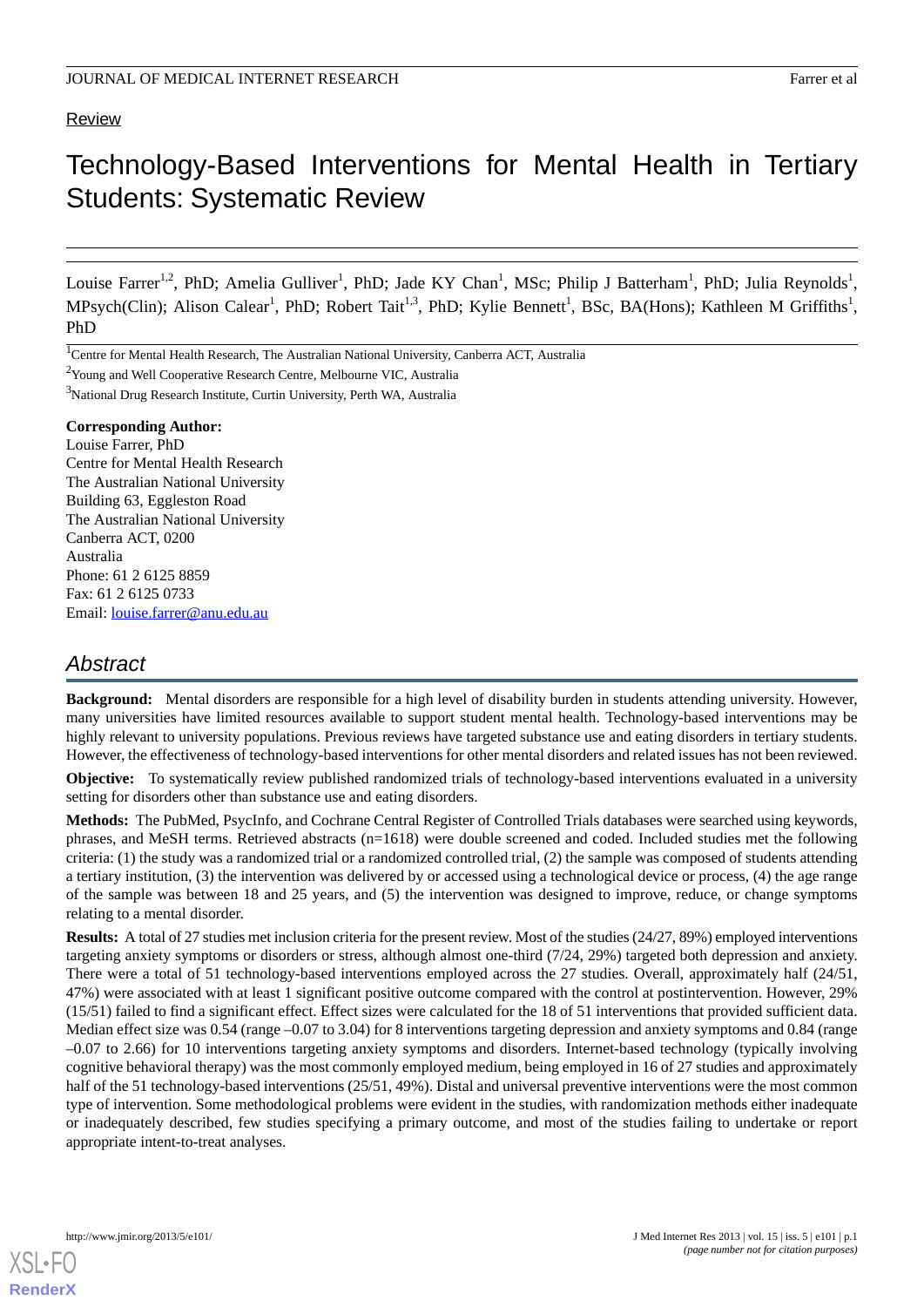Review

# Technology-Based Interventions for Mental Health in Tertiary Students: Systematic Review

Louise Farrer[1,2], PhD; Amelia Gulliver[1], PhD; Jade KY Chan[1], MSc; Philip J Batterham[1], PhD; Julia Reynolds[1], MPsych(Clin); Alison Calear[1], PhD; Robert Tait[1,3], PhD; Kylie Bennett[1], BSc, BA(Hons); Kathleen M Griffiths[1], PhD

[1]Centre for Mental Health Research, The Australian National University, Canberra ACT, Australia

[2]Young and Well Cooperative Research Centre, Melbourne VIC, Australia

[3]National Drug Research Institute, Curtin University, Perth WA, Australia

**Corresponding Author:**
Louise Farrer, PhD
Centre for Mental Health Research
The Australian National University
Building 63, Eggleston Road
The Australian National University
Canberra ACT, 0200
Australia
Phone: 61 2 6125 8859
Fax: 61 2 6125 0733
Email: louise.farrer@anu.edu.au

## Abstract

**Background:** Mental disorders are responsible for a high level of disability burden in students attending university. However, many universities have limited resources available to support student mental health. Technology-based interventions may be highly relevant to university populations. Previous reviews have targeted substance use and eating disorders in tertiary students. However, the effectiveness of technology-based interventions for other mental disorders and related issues has not been reviewed.

**Objective:** To systematically review published randomized trials of technology-based interventions evaluated in a university setting for disorders other than substance use and eating disorders.

**Methods:** The PubMed, PsycInfo, and Cochrane Central Register of Controlled Trials databases were searched using keywords, phrases, and MeSH terms. Retrieved abstracts (n=1618) were double screened and coded. Included studies met the following criteria: (1) the study was a randomized trial or a randomized controlled trial, (2) the sample was composed of students attending a tertiary institution, (3) the intervention was delivered by or accessed using a technological device or process, (4) the age range of the sample was between 18 and 25 years, and (5) the intervention was designed to improve, reduce, or change symptoms relating to a mental disorder.

**Results:** A total of 27 studies met inclusion criteria for the present review. Most of the studies (24/27, 89%) employed interventions targeting anxiety symptoms or disorders or stress, although almost one-third (7/24, 29%) targeted both depression and anxiety. There were a total of 51 technology-based interventions employed across the 27 studies. Overall, approximately half (24/51, 47%) were associated with at least 1 significant positive outcome compared with the control at postintervention. However, 29% (15/51) failed to find a significant effect. Effect sizes were calculated for the 18 of 51 interventions that provided sufficient data. Median effect size was 0.54 (range –0.07 to 3.04) for 8 interventions targeting depression and anxiety symptoms and 0.84 (range –0.07 to 2.66) for 10 interventions targeting anxiety symptoms and disorders. Internet-based technology (typically involving cognitive behavioral therapy) was the most commonly employed medium, being employed in 16 of 27 studies and approximately half of the 51 technology-based interventions (25/51, 49%). Distal and universal preventive interventions were the most common type of intervention. Some methodological problems were evident in the studies, with randomization methods either inadequate or inadequately described, few studies specifying a primary outcome, and most of the studies failing to undertake or report appropriate intent-to-treat analyses.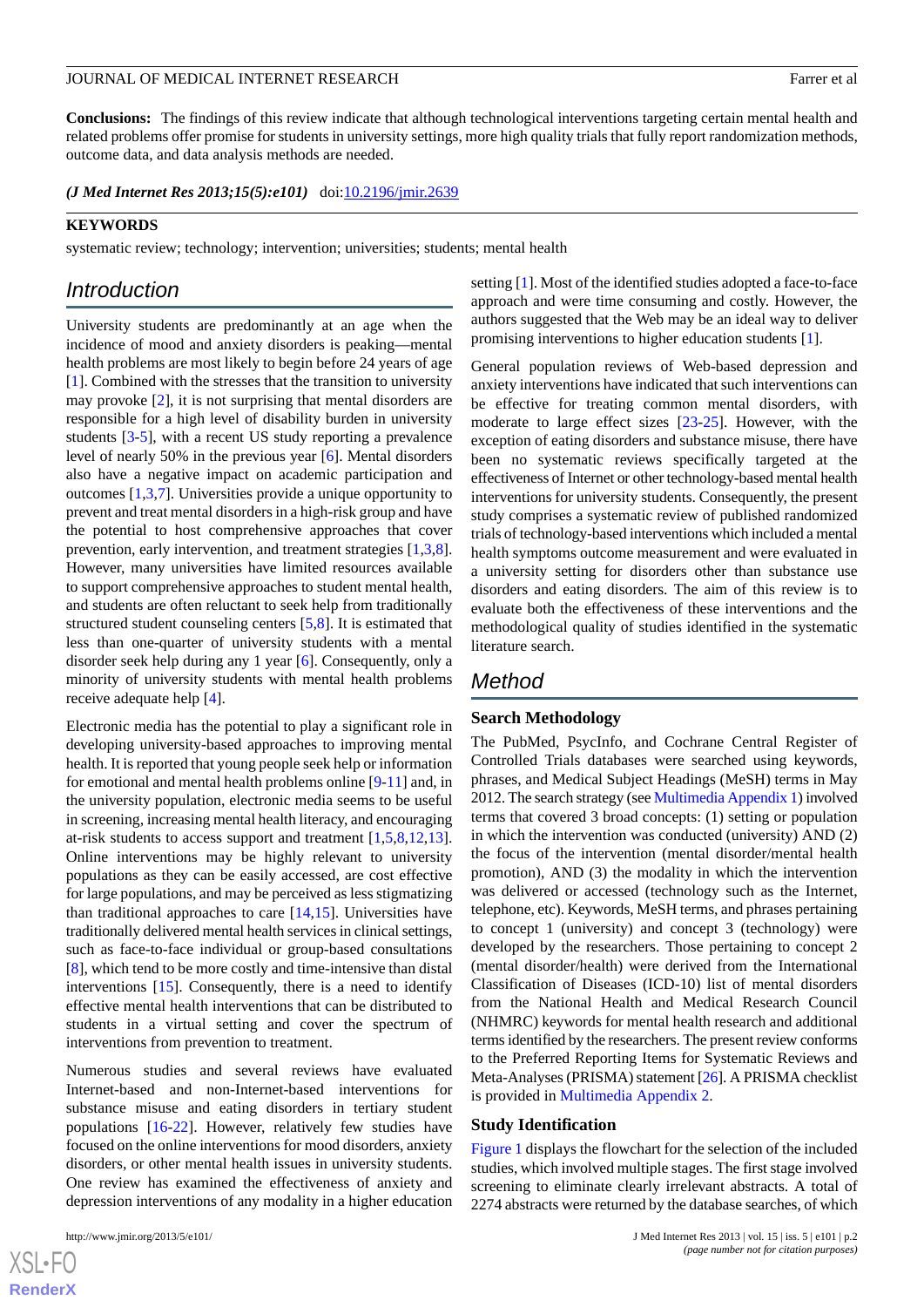**Conclusions:** The findings of this review indicate that although technological interventions targeting certain mental health and related problems offer promise for students in university settings, more high quality trials that fully report randomization methods, outcome data, and data analysis methods are needed.

***(J Med Internet Res 2013;15(5):e101)*** doi:10.2196/jmir.2639

**KEYWORDS**

systematic review; technology; intervention; universities; students; mental health

## Introduction

University students are predominantly at an age when the incidence of mood and anxiety disorders is peaking—mental health problems are most likely to begin before 24 years of age [1]. Combined with the stresses that the transition to university may provoke [2], it is not surprising that mental disorders are responsible for a high level of disability burden in university students [3-5], with a recent US study reporting a prevalence level of nearly 50% in the previous year [6]. Mental disorders also have a negative impact on academic participation and outcomes [1,3,7]. Universities provide a unique opportunity to prevent and treat mental disorders in a high-risk group and have the potential to host comprehensive approaches that cover prevention, early intervention, and treatment strategies [1,3,8]. However, many universities have limited resources available to support comprehensive approaches to student mental health, and students are often reluctant to seek help from traditionally structured student counseling centers [5,8]. It is estimated that less than one-quarter of university students with a mental disorder seek help during any 1 year [6]. Consequently, only a minority of university students with mental health problems receive adequate help [4].

Electronic media has the potential to play a significant role in developing university-based approaches to improving mental health. It is reported that young people seek help or information for emotional and mental health problems online [9-11] and, in the university population, electronic media seems to be useful in screening, increasing mental health literacy, and encouraging at-risk students to access support and treatment [1,5,8,12,13]. Online interventions may be highly relevant to university populations as they can be easily accessed, are cost effective for large populations, and may be perceived as less stigmatizing than traditional approaches to care [14,15]. Universities have traditionally delivered mental health services in clinical settings, such as face-to-face individual or group-based consultations [8], which tend to be more costly and time-intensive than distal interventions [15]. Consequently, there is a need to identify effective mental health interventions that can be distributed to students in a virtual setting and cover the spectrum of interventions from prevention to treatment.

Numerous studies and several reviews have evaluated Internet-based and non-Internet-based interventions for substance misuse and eating disorders in tertiary student populations [16-22]. However, relatively few studies have focused on the online interventions for mood disorders, anxiety disorders, or other mental health issues in university students. One review has examined the effectiveness of anxiety and depression interventions of any modality in a higher education setting [1]. Most of the identified studies adopted a face-to-face approach and were time consuming and costly. However, the authors suggested that the Web may be an ideal way to deliver promising interventions to higher education students [1].

General population reviews of Web-based depression and anxiety interventions have indicated that such interventions can be effective for treating common mental disorders, with moderate to large effect sizes [23-25]. However, with the exception of eating disorders and substance misuse, there have been no systematic reviews specifically targeted at the effectiveness of Internet or other technology-based mental health interventions for university students. Consequently, the present study comprises a systematic review of published randomized trials of technology-based interventions which included a mental health symptoms outcome measurement and were evaluated in a university setting for disorders other than substance use disorders and eating disorders. The aim of this review is to evaluate both the effectiveness of these interventions and the methodological quality of studies identified in the systematic literature search.

## Method

### Search Methodology

The PubMed, PsycInfo, and Cochrane Central Register of Controlled Trials databases were searched using keywords, phrases, and Medical Subject Headings (MeSH) terms in May 2012. The search strategy (see Multimedia Appendix 1) involved terms that covered 3 broad concepts: (1) setting or population in which the intervention was conducted (university) AND (2) the focus of the intervention (mental disorder/mental health promotion), AND (3) the modality in which the intervention was delivered or accessed (technology such as the Internet, telephone, etc). Keywords, MeSH terms, and phrases pertaining to concept 1 (university) and concept 3 (technology) were developed by the researchers. Those pertaining to concept 2 (mental disorder/health) were derived from the International Classification of Diseases (ICD-10) list of mental disorders from the National Health and Medical Research Council (NHMRC) keywords for mental health research and additional terms identified by the researchers. The present review conforms to the Preferred Reporting Items for Systematic Reviews and Meta-Analyses (PRISMA) statement [26]. A PRISMA checklist is provided in Multimedia Appendix 2.

### Study Identification

Figure 1 displays the flowchart for the selection of the included studies, which involved multiple stages. The first stage involved screening to eliminate clearly irrelevant abstracts. A total of 2274 abstracts were returned by the database searches, of which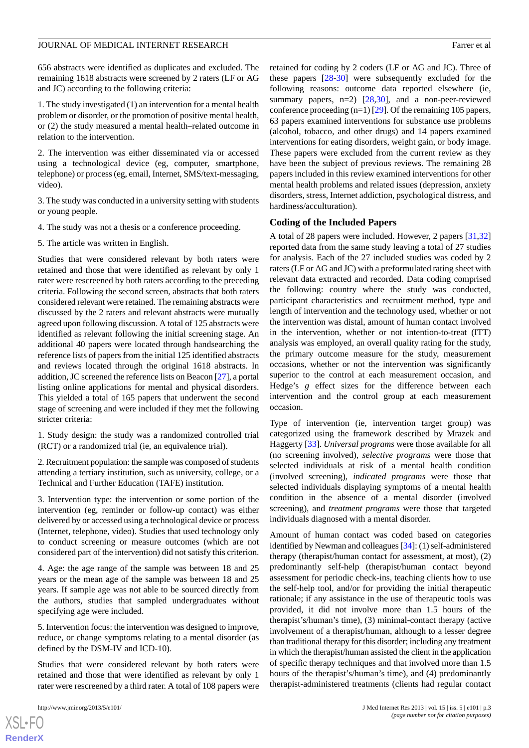656 abstracts were identified as duplicates and excluded. The remaining 1618 abstracts were screened by 2 raters (LF or AG and JC) according to the following criteria:

1. The study investigated (1) an intervention for a mental health problem or disorder, or the promotion of positive mental health, or (2) the study measured a mental health–related outcome in relation to the intervention.

2. The intervention was either disseminated via or accessed using a technological device (eg, computer, smartphone, telephone) or process (eg, email, Internet, SMS/text-messaging, video).

3. The study was conducted in a university setting with students or young people.

4. The study was not a thesis or a conference proceeding.

5. The article was written in English.

Studies that were considered relevant by both raters were retained and those that were identified as relevant by only 1 rater were rescreened by both raters according to the preceding criteria. Following the second screen, abstracts that both raters considered relevant were retained. The remaining abstracts were discussed by the 2 raters and relevant abstracts were mutually agreed upon following discussion. A total of 125 abstracts were identified as relevant following the initial screening stage. An additional 40 papers were located through handsearching the reference lists of papers from the initial 125 identified abstracts and reviews located through the original 1618 abstracts. In addition, JC screened the reference lists on Beacon [27], a portal listing online applications for mental and physical disorders. This yielded a total of 165 papers that underwent the second stage of screening and were included if they met the following stricter criteria:

1. Study design: the study was a randomized controlled trial (RCT) or a randomized trial (ie, an equivalence trial).

2. Recruitment population: the sample was composed of students attending a tertiary institution, such as university, college, or a Technical and Further Education (TAFE) institution.

3. Intervention type: the intervention or some portion of the intervention (eg, reminder or follow-up contact) was either delivered by or accessed using a technological device or process (Internet, telephone, video). Studies that used technology only to conduct screening or measure outcomes (which are not considered part of the intervention) did not satisfy this criterion.

4. Age: the age range of the sample was between 18 and 25 years or the mean age of the sample was between 18 and 25 years. If sample age was not able to be sourced directly from the authors, studies that sampled undergraduates without specifying age were included.

5. Intervention focus: the intervention was designed to improve, reduce, or change symptoms relating to a mental disorder (as defined by the DSM-IV and ICD-10).

Studies that were considered relevant by both raters were retained and those that were identified as relevant by only 1 rater were rescreened by a third rater. A total of 108 papers were retained for coding by 2 coders (LF or AG and JC). Three of these papers [28-30] were subsequently excluded for the following reasons: outcome data reported elsewhere (ie, summary papers, n=2) [28,30], and a non-peer-reviewed conference proceeding (n=1) [29]. Of the remaining 105 papers, 63 papers examined interventions for substance use problems (alcohol, tobacco, and other drugs) and 14 papers examined interventions for eating disorders, weight gain, or body image. These papers were excluded from the current review as they have been the subject of previous reviews. The remaining 28 papers included in this review examined interventions for other mental health problems and related issues (depression, anxiety disorders, stress, Internet addiction, psychological distress, and hardiness/acculturation).

## Coding of the Included Papers

A total of 28 papers were included. However, 2 papers [31,32] reported data from the same study leaving a total of 27 studies for analysis. Each of the 27 included studies was coded by 2 raters (LF or AG and JC) with a preformulated rating sheet with relevant data extracted and recorded. Data coding comprised the following: country where the study was conducted, participant characteristics and recruitment method, type and length of intervention and the technology used, whether or not the intervention was distal, amount of human contact involved in the intervention, whether or not intention-to-treat (ITT) analysis was employed, an overall quality rating for the study, the primary outcome measure for the study, measurement occasions, whether or not the intervention was significantly superior to the control at each measurement occasion, and Hedge's *g* effect sizes for the difference between each intervention and the control group at each measurement occasion.

Type of intervention (ie, intervention target group) was categorized using the framework described by Mrazek and Haggerty [33]. *Universal programs* were those available for all (no screening involved), *selective programs* were those that selected individuals at risk of a mental health condition (involved screening), *indicated programs* were those that selected individuals displaying symptoms of a mental health condition in the absence of a mental disorder (involved screening), and *treatment programs* were those that targeted individuals diagnosed with a mental disorder.

Amount of human contact was coded based on categories identified by Newman and colleagues [34]: (1) self-administered therapy (therapist/human contact for assessment, at most), (2) predominantly self-help (therapist/human contact beyond assessment for periodic check-ins, teaching clients how to use the self-help tool, and/or for providing the initial therapeutic rationale; if any assistance in the use of therapeutic tools was provided, it did not involve more than 1.5 hours of the therapist's/human's time), (3) minimal-contact therapy (active involvement of a therapist/human, although to a lesser degree than traditional therapy for this disorder; including any treatment in which the therapist/human assisted the client in the application of specific therapy techniques and that involved more than 1.5 hours of the therapist's/human's time), and (4) predominantly therapist-administered treatments (clients had regular contact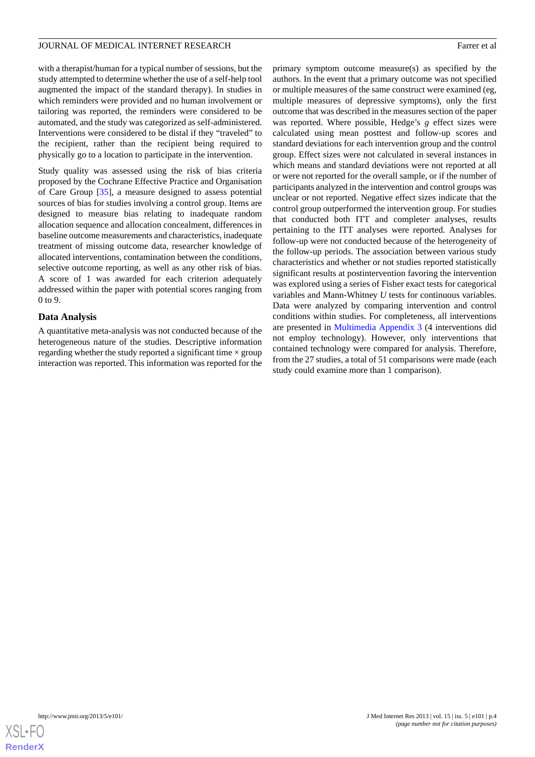with a therapist/human for a typical number of sessions, but the study attempted to determine whether the use of a self-help tool augmented the impact of the standard therapy). In studies in which reminders were provided and no human involvement or tailoring was reported, the reminders were considered to be automated, and the study was categorized as self-administered. Interventions were considered to be distal if they "traveled" to the recipient, rather than the recipient being required to physically go to a location to participate in the intervention.

Study quality was assessed using the risk of bias criteria proposed by the Cochrane Effective Practice and Organisation of Care Group [35], a measure designed to assess potential sources of bias for studies involving a control group. Items are designed to measure bias relating to inadequate random allocation sequence and allocation concealment, differences in baseline outcome measurements and characteristics, inadequate treatment of missing outcome data, researcher knowledge of allocated interventions, contamination between the conditions, selective outcome reporting, as well as any other risk of bias. A score of 1 was awarded for each criterion adequately addressed within the paper with potential scores ranging from 0 to 9.

### Data Analysis

A quantitative meta-analysis was not conducted because of the heterogeneous nature of the studies. Descriptive information regarding whether the study reported a significant time × group interaction was reported. This information was reported for the primary symptom outcome measure(s) as specified by the authors. In the event that a primary outcome was not specified or multiple measures of the same construct were examined (eg, multiple measures of depressive symptoms), only the first outcome that was described in the measures section of the paper was reported. Where possible, Hedge's *g* effect sizes were calculated using mean posttest and follow-up scores and standard deviations for each intervention group and the control group. Effect sizes were not calculated in several instances in which means and standard deviations were not reported at all or were not reported for the overall sample, or if the number of participants analyzed in the intervention and control groups was unclear or not reported. Negative effect sizes indicate that the control group outperformed the intervention group. For studies that conducted both ITT and completer analyses, results pertaining to the ITT analyses were reported. Analyses for follow-up were not conducted because of the heterogeneity of the follow-up periods. The association between various study characteristics and whether or not studies reported statistically significant results at postintervention favoring the intervention was explored using a series of Fisher exact tests for categorical variables and Mann-Whitney *U* tests for continuous variables. Data were analyzed by comparing intervention and control conditions within studies. For completeness, all interventions are presented in Multimedia Appendix 3 (4 interventions did not employ technology). However, only interventions that contained technology were compared for analysis. Therefore, from the 27 studies, a total of 51 comparisons were made (each study could examine more than 1 comparison).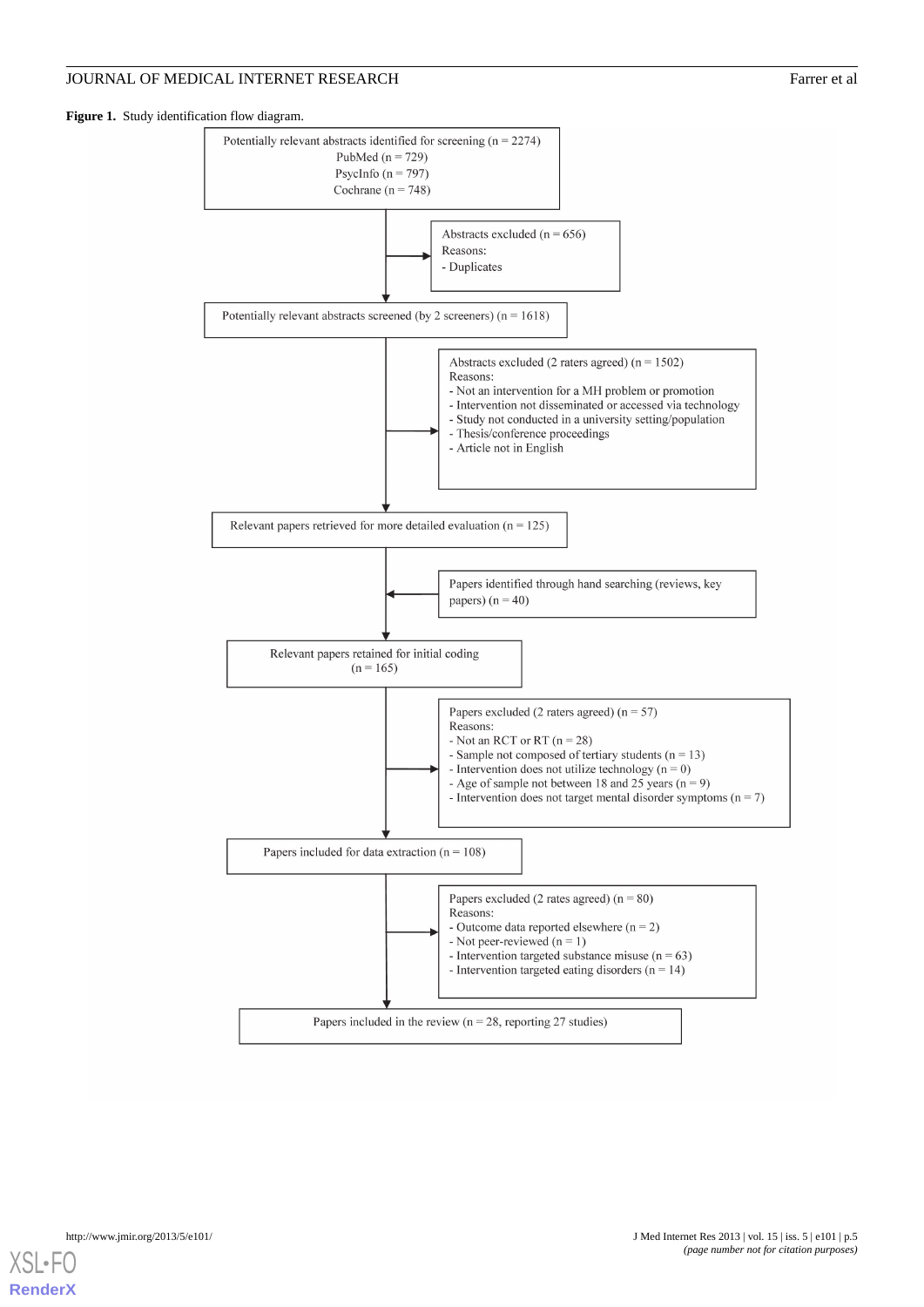**Figure 1.** Study identification flow diagram.

Potentially relevant abstracts identified for screening (n = 2274)
PubMed (n = 729)
PsycInfo (n = 797)
Cochrane (n = 748)

Abstracts excluded (n = 656)
Reasons:
- Duplicates

Potentially relevant abstracts screened (by 2 screeners) (n = 1618)

Abstracts excluded (2 raters agreed) (n = 1502)
Reasons:
- Not an intervention for a MH problem or promotion
- Intervention not disseminated or accessed via technology
- Study not conducted in a university setting/population
- Thesis/conference proceedings
- Article not in English

Relevant papers retrieved for more detailed evaluation (n = 125)

Papers identified through hand searching (reviews, key papers) (n = 40)

Relevant papers retained for initial coding (n = 165)

Papers excluded (2 raters agreed) (n = 57)
Reasons:
- Not an RCT or RT (n = 28)
- Sample not composed of tertiary students (n = 13)
- Intervention does not utilize technology (n = 0)
- Age of sample not between 18 and 25 years (n = 9)
- Intervention does not target mental disorder symptoms (n = 7)

Papers included for data extraction (n = 108)

Papers excluded (2 rates agreed) (n = 80)
Reasons:
- Outcome data reported elsewhere (n = 2)
- Not peer-reviewed (n = 1)
- Intervention targeted substance misuse (n = 63)
- Intervention targeted eating disorders (n = 14)

Papers included in the review (n = 28, reporting 27 studies)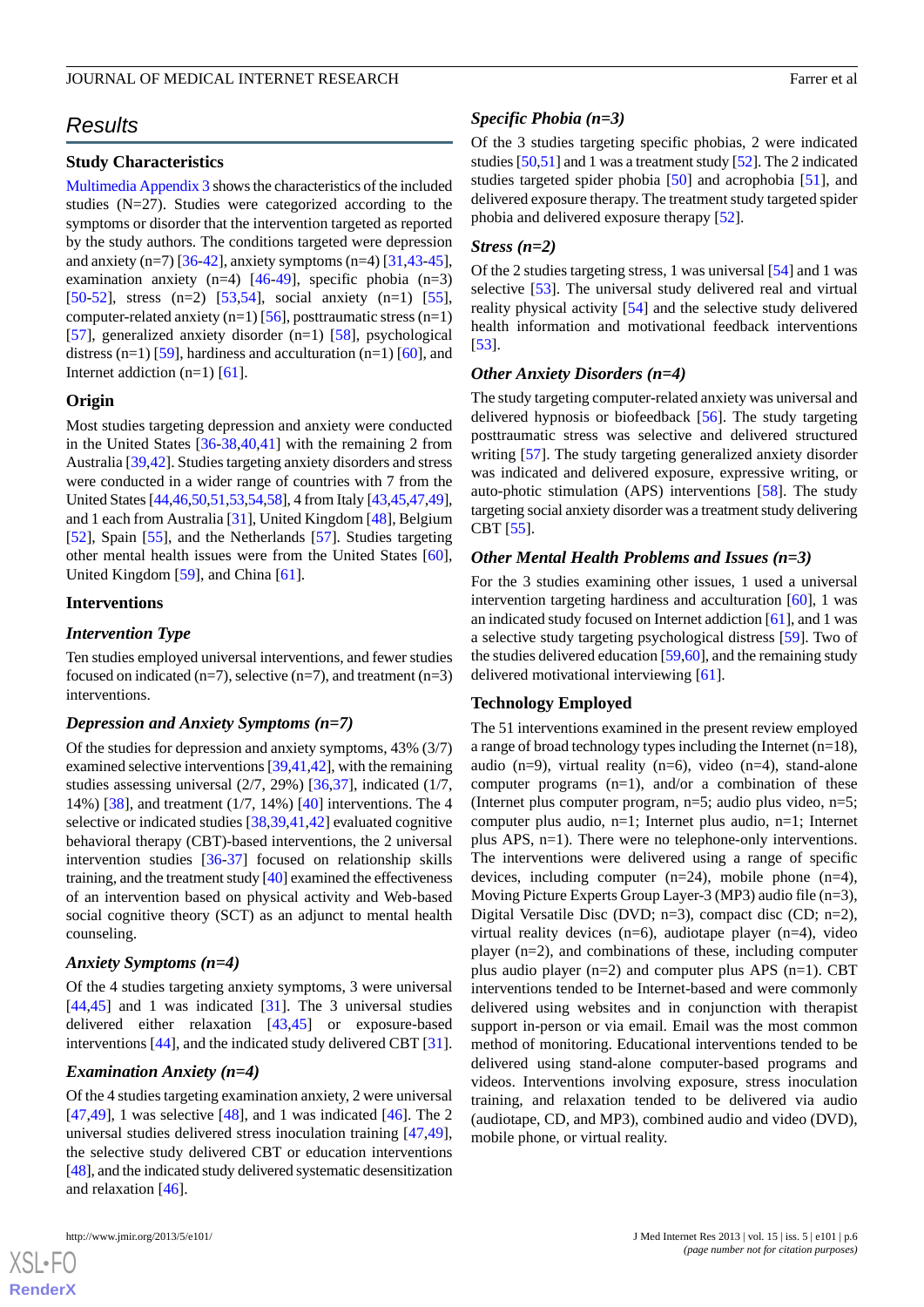## Results

### Study Characteristics

Multimedia Appendix 3 shows the characteristics of the included studies (N=27). Studies were categorized according to the symptoms or disorder that the intervention targeted as reported by the study authors. The conditions targeted were depression and anxiety (n=7) [36-42], anxiety symptoms (n=4) [31,43-45], examination anxiety (n=4) [46-49], specific phobia (n=3) [50-52], stress (n=2) [53,54], social anxiety (n=1) [55], computer-related anxiety (n=1) [56], posttraumatic stress (n=1) [57], generalized anxiety disorder (n=1) [58], psychological distress (n=1) [59], hardiness and acculturation (n=1) [60], and Internet addiction (n=1) [61].

### Origin

Most studies targeting depression and anxiety were conducted in the United States [36-38,40,41] with the remaining 2 from Australia [39,42]. Studies targeting anxiety disorders and stress were conducted in a wider range of countries with 7 from the United States [44,46,50,51,53,54,58], 4 from Italy [43,45,47,49], and 1 each from Australia [31], United Kingdom [48], Belgium [52], Spain [55], and the Netherlands [57]. Studies targeting other mental health issues were from the United States [60], United Kingdom [59], and China [61].

### Interventions

#### *Intervention Type*

Ten studies employed universal interventions, and fewer studies focused on indicated (n=7), selective (n=7), and treatment (n=3) interventions.

#### *Depression and Anxiety Symptoms (n=7)*

Of the studies for depression and anxiety symptoms, 43% (3/7) examined selective interventions [39,41,42], with the remaining studies assessing universal (2/7, 29%) [36,37], indicated (1/7, 14%) [38], and treatment (1/7, 14%) [40] interventions. The 4 selective or indicated studies [38,39,41,42] evaluated cognitive behavioral therapy (CBT)-based interventions, the 2 universal intervention studies [36-37] focused on relationship skills training, and the treatment study [40] examined the effectiveness of an intervention based on physical activity and Web-based social cognitive theory (SCT) as an adjunct to mental health counseling.

#### *Anxiety Symptoms (n=4)*

Of the 4 studies targeting anxiety symptoms, 3 were universal [44,45] and 1 was indicated [31]. The 3 universal studies delivered either relaxation [43,45] or exposure-based interventions [44], and the indicated study delivered CBT [31].

#### *Examination Anxiety (n=4)*

Of the 4 studies targeting examination anxiety, 2 were universal [47,49], 1 was selective [48], and 1 was indicated [46]. The 2 universal studies delivered stress inoculation training [47,49], the selective study delivered CBT or education interventions [48], and the indicated study delivered systematic desensitization and relaxation [46].

#### *Specific Phobia (n=3)*

Of the 3 studies targeting specific phobias, 2 were indicated studies [50,51] and 1 was a treatment study [52]. The 2 indicated studies targeted spider phobia [50] and acrophobia [51], and delivered exposure therapy. The treatment study targeted spider phobia and delivered exposure therapy [52].

#### *Stress (n=2)*

Of the 2 studies targeting stress, 1 was universal [54] and 1 was selective [53]. The universal study delivered real and virtual reality physical activity [54] and the selective study delivered health information and motivational feedback interventions [53].

#### *Other Anxiety Disorders (n=4)*

The study targeting computer-related anxiety was universal and delivered hypnosis or biofeedback [56]. The study targeting posttraumatic stress was selective and delivered structured writing [57]. The study targeting generalized anxiety disorder was indicated and delivered exposure, expressive writing, or auto-photic stimulation (APS) interventions [58]. The study targeting social anxiety disorder was a treatment study delivering CBT [55].

#### *Other Mental Health Problems and Issues (n=3)*

For the 3 studies examining other issues, 1 used a universal intervention targeting hardiness and acculturation [60], 1 was an indicated study focused on Internet addiction [61], and 1 was a selective study targeting psychological distress [59]. Two of the studies delivered education [59,60], and the remaining study delivered motivational interviewing [61].

### Technology Employed

The 51 interventions examined in the present review employed a range of broad technology types including the Internet (n=18), audio (n=9), virtual reality (n=6), video (n=4), stand-alone computer programs (n=1), and/or a combination of these (Internet plus computer program, n=5; audio plus video, n=5; computer plus audio, n=1; Internet plus audio, n=1; Internet plus APS, n=1). There were no telephone-only interventions. The interventions were delivered using a range of specific devices, including computer (n=24), mobile phone (n=4), Moving Picture Experts Group Layer-3 (MP3) audio file (n=3), Digital Versatile Disc (DVD; n=3), compact disc (CD; n=2), virtual reality devices (n=6), audiotape player (n=4), video player (n=2), and combinations of these, including computer plus audio player (n=2) and computer plus APS (n=1). CBT interventions tended to be Internet-based and were commonly delivered using websites and in conjunction with therapist support in-person or via email. Email was the most common method of monitoring. Educational interventions tended to be delivered using stand-alone computer-based programs and videos. Interventions involving exposure, stress inoculation training, and relaxation tended to be delivered via audio (audiotape, CD, and MP3), combined audio and video (DVD), mobile phone, or virtual reality.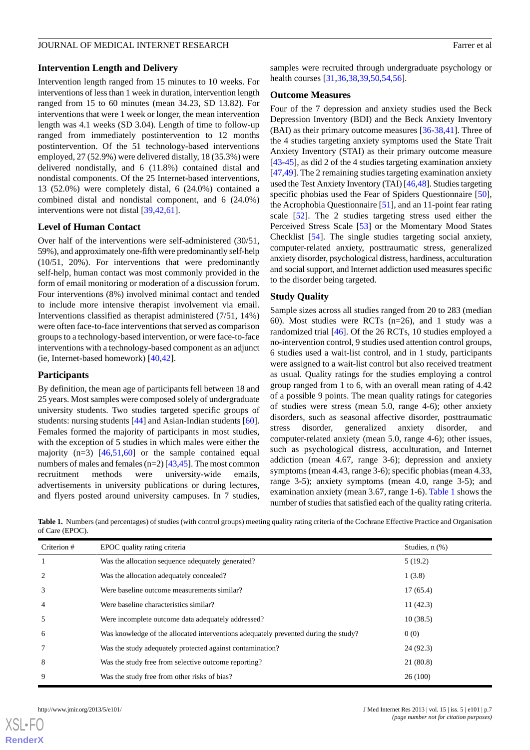### Intervention Length and Delivery

Intervention length ranged from 15 minutes to 10 weeks. For interventions of less than 1 week in duration, intervention length ranged from 15 to 60 minutes (mean 34.23, SD 13.82). For interventions that were 1 week or longer, the mean intervention length was 4.1 weeks (SD 3.04). Length of time to follow-up ranged from immediately postintervention to 12 months postintervention. Of the 51 technology-based interventions employed, 27 (52.9%) were delivered distally, 18 (35.3%) were delivered nondistally, and 6 (11.8%) contained distal and nondistal components. Of the 25 Internet-based interventions, 13 (52.0%) were completely distal, 6 (24.0%) contained a combined distal and nondistal component, and 6 (24.0%) interventions were not distal [39,42,61].

### Level of Human Contact

Over half of the interventions were self-administered (30/51, 59%), and approximately one-fifth were predominantly self-help (10/51, 20%). For interventions that were predominantly self-help, human contact was most commonly provided in the form of email monitoring or moderation of a discussion forum. Four interventions (8%) involved minimal contact and tended to include more intensive therapist involvement via email. Interventions classified as therapist administered (7/51, 14%) were often face-to-face interventions that served as comparison groups to a technology-based intervention, or were face-to-face interventions with a technology-based component as an adjunct (ie, Internet-based homework) [40,42].

### Participants

By definition, the mean age of participants fell between 18 and 25 years. Most samples were composed solely of undergraduate university students. Two studies targeted specific groups of students: nursing students [44] and Asian-Indian students [60]. Females formed the majority of participants in most studies, with the exception of 5 studies in which males were either the majority (n=3) [46,51,60] or the sample contained equal numbers of males and females (n=2) [43,45]. The most common recruitment methods were university-wide emails, advertisements in university publications or during lectures, and flyers posted around university campuses. In 7 studies, samples were recruited through undergraduate psychology or health courses [31,36,38,39,50,54,56].

### Outcome Measures

Four of the 7 depression and anxiety studies used the Beck Depression Inventory (BDI) and the Beck Anxiety Inventory (BAI) as their primary outcome measures [36-38,41]. Three of the 4 studies targeting anxiety symptoms used the State Trait Anxiety Inventory (STAI) as their primary outcome measure [43-45], as did 2 of the 4 studies targeting examination anxiety [47,49]. The 2 remaining studies targeting examination anxiety used the Test Anxiety Inventory (TAI) [46,48]. Studies targeting specific phobias used the Fear of Spiders Questionnaire [50], the Acrophobia Questionnaire [51], and an 11-point fear rating scale [52]. The 2 studies targeting stress used either the Perceived Stress Scale [53] or the Momentary Mood States Checklist [54]. The single studies targeting social anxiety, computer-related anxiety, posttraumatic stress, generalized anxiety disorder, psychological distress, hardiness, acculturation and social support, and Internet addiction used measures specific to the disorder being targeted.

### Study Quality

Sample sizes across all studies ranged from 20 to 283 (median 60). Most studies were RCTs (n=26), and 1 study was a randomized trial [46]. Of the 26 RCTs, 10 studies employed a no-intervention control, 9 studies used attention control groups, 6 studies used a wait-list control, and in 1 study, participants were assigned to a wait-list control but also received treatment as usual. Quality ratings for the studies employing a control group ranged from 1 to 6, with an overall mean rating of 4.42 of a possible 9 points. The mean quality ratings for categories of studies were stress (mean 5.0, range 4-6); other anxiety disorders, such as seasonal affective disorder, posttraumatic stress disorder, generalized anxiety disorder, and computer-related anxiety (mean 5.0, range 4-6); other issues, such as psychological distress, acculturation, and Internet addiction (mean 4.67, range 3-6); depression and anxiety symptoms (mean 4.43, range 3-6); specific phobias (mean 4.33, range 3-5); anxiety symptoms (mean 4.0, range 3-5); and examination anxiety (mean 3.67, range 1-6). Table 1 shows the number of studies that satisfied each of the quality rating criteria.

**Table 1.** Numbers (and percentages) of studies (with control groups) meeting quality rating criteria of the Cochrane Effective Practice and Organisation of Care (EPOC).

| Criterion # | EPOC quality rating criteria | Studies, n (%) |
|---|---|---|
| 1 | Was the allocation sequence adequately generated? | 5 (19.2) |
| 2 | Was the allocation adequately concealed? | 1 (3.8) |
| 3 | Were baseline outcome measurements similar? | 17 (65.4) |
| 4 | Were baseline characteristics similar? | 11 (42.3) |
| 5 | Were incomplete outcome data adequately addressed? | 10 (38.5) |
| 6 | Was knowledge of the allocated interventions adequately prevented during the study? | 0 (0) |
| 7 | Was the study adequately protected against contamination? | 24 (92.3) |
| 8 | Was the study free from selective outcome reporting? | 21 (80.8) |
| 9 | Was the study free from other risks of bias? | 26 (100) |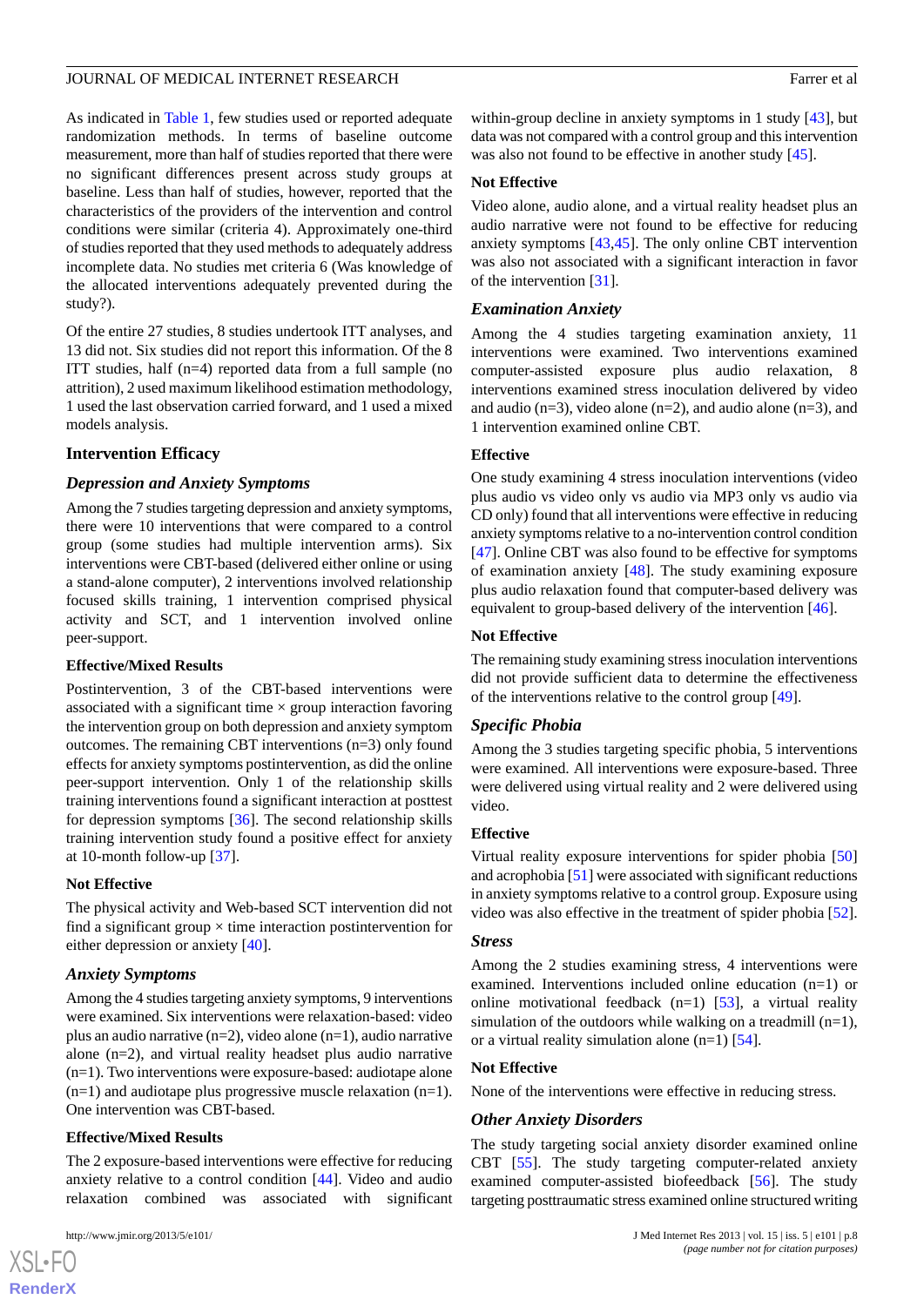As indicated in Table 1, few studies used or reported adequate randomization methods. In terms of baseline outcome measurement, more than half of studies reported that there were no significant differences present across study groups at baseline. Less than half of studies, however, reported that the characteristics of the providers of the intervention and control conditions were similar (criteria 4). Approximately one-third of studies reported that they used methods to adequately address incomplete data. No studies met criteria 6 (Was knowledge of the allocated interventions adequately prevented during the study?).

Of the entire 27 studies, 8 studies undertook ITT analyses, and 13 did not. Six studies did not report this information. Of the 8 ITT studies, half (n=4) reported data from a full sample (no attrition), 2 used maximum likelihood estimation methodology, 1 used the last observation carried forward, and 1 used a mixed models analysis.

### Intervention Efficacy

#### *Depression and Anxiety Symptoms*

Among the 7 studies targeting depression and anxiety symptoms, there were 10 interventions that were compared to a control group (some studies had multiple intervention arms). Six interventions were CBT-based (delivered either online or using a stand-alone computer), 2 interventions involved relationship focused skills training, 1 intervention comprised physical activity and SCT, and 1 intervention involved online peer-support.

##### Effective/Mixed Results

Postintervention, 3 of the CBT-based interventions were associated with a significant time × group interaction favoring the intervention group on both depression and anxiety symptom outcomes. The remaining CBT interventions (n=3) only found effects for anxiety symptoms postintervention, as did the online peer-support intervention. Only 1 of the relationship skills training interventions found a significant interaction at posttest for depression symptoms [36]. The second relationship skills training intervention study found a positive effect for anxiety at 10-month follow-up [37].

##### Not Effective

The physical activity and Web-based SCT intervention did not find a significant group × time interaction postintervention for either depression or anxiety [40].

#### *Anxiety Symptoms*

Among the 4 studies targeting anxiety symptoms, 9 interventions were examined. Six interventions were relaxation-based: video plus an audio narrative (n=2), video alone (n=1), audio narrative alone (n=2), and virtual reality headset plus audio narrative (n=1). Two interventions were exposure-based: audiotape alone (n=1) and audiotape plus progressive muscle relaxation (n=1). One intervention was CBT-based.

##### Effective/Mixed Results

The 2 exposure-based interventions were effective for reducing anxiety relative to a control condition [44]. Video and audio relaxation combined was associated with significant within-group decline in anxiety symptoms in 1 study [43], but data was not compared with a control group and this intervention was also not found to be effective in another study [45].

##### Not Effective

Video alone, audio alone, and a virtual reality headset plus an audio narrative were not found to be effective for reducing anxiety symptoms [43,45]. The only online CBT intervention was also not associated with a significant interaction in favor of the intervention [31].

#### *Examination Anxiety*

Among the 4 studies targeting examination anxiety, 11 interventions were examined. Two interventions examined computer-assisted exposure plus audio relaxation, 8 interventions examined stress inoculation delivered by video and audio (n=3), video alone (n=2), and audio alone (n=3), and 1 intervention examined online CBT.

##### Effective

One study examining 4 stress inoculation interventions (video plus audio vs video only vs audio via MP3 only vs audio via CD only) found that all interventions were effective in reducing anxiety symptoms relative to a no-intervention control condition [47]. Online CBT was also found to be effective for symptoms of examination anxiety [48]. The study examining exposure plus audio relaxation found that computer-based delivery was equivalent to group-based delivery of the intervention [46].

##### Not Effective

The remaining study examining stress inoculation interventions did not provide sufficient data to determine the effectiveness of the interventions relative to the control group [49].

#### *Specific Phobia*

Among the 3 studies targeting specific phobia, 5 interventions were examined. All interventions were exposure-based. Three were delivered using virtual reality and 2 were delivered using video.

##### Effective

Virtual reality exposure interventions for spider phobia [50] and acrophobia [51] were associated with significant reductions in anxiety symptoms relative to a control group. Exposure using video was also effective in the treatment of spider phobia [52].

#### *Stress*

Among the 2 studies examining stress, 4 interventions were examined. Interventions included online education (n=1) or online motivational feedback (n=1) [53], a virtual reality simulation of the outdoors while walking on a treadmill (n=1), or a virtual reality simulation alone (n=1) [54].

##### Not Effective

None of the interventions were effective in reducing stress.

#### *Other Anxiety Disorders*

The study targeting social anxiety disorder examined online CBT [55]. The study targeting computer-related anxiety examined computer-assisted biofeedback [56]. The study targeting posttraumatic stress examined online structured writing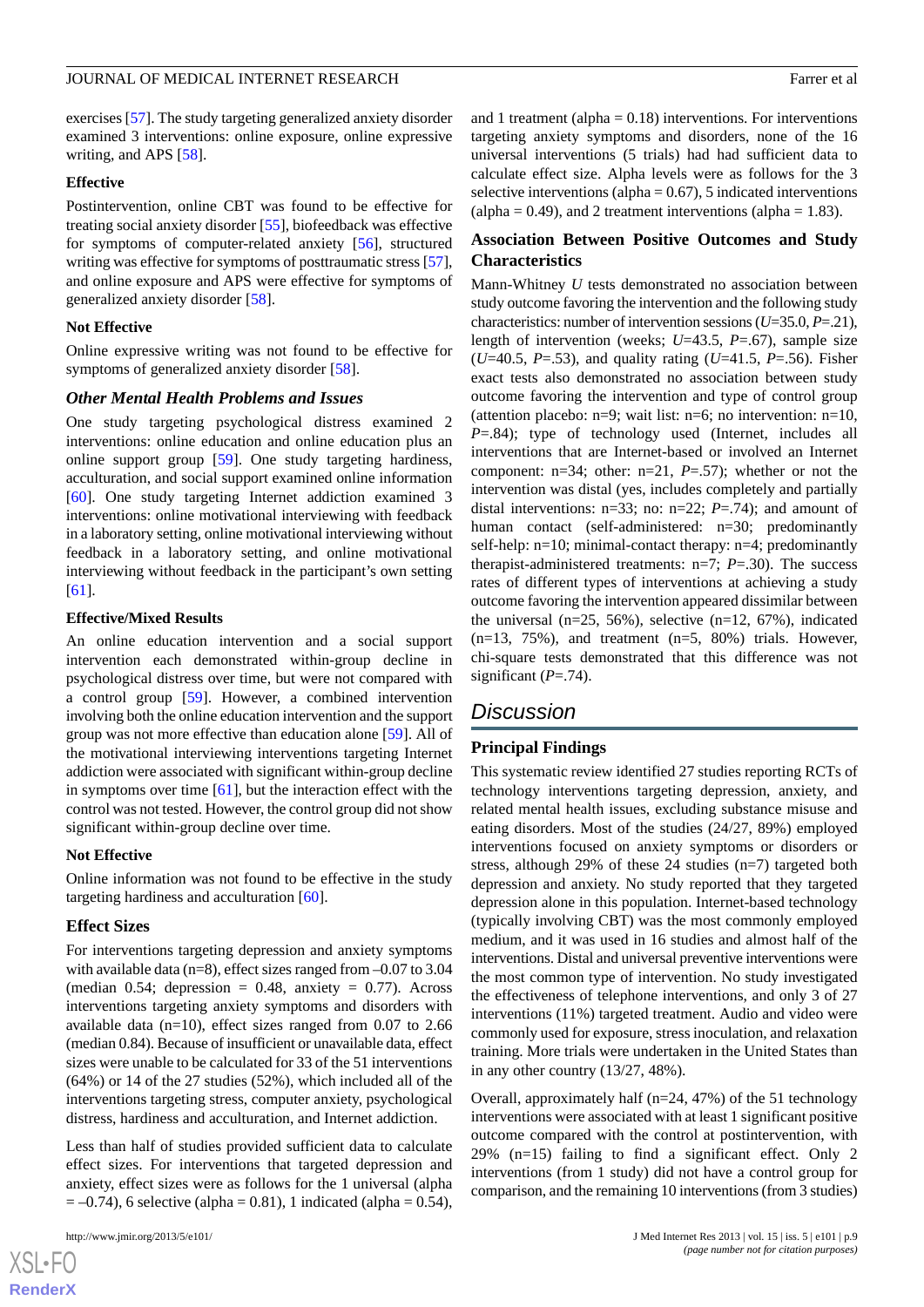exercises [57]. The study targeting generalized anxiety disorder examined 3 interventions: online exposure, online expressive writing, and APS [58].

#### Effective

Postintervention, online CBT was found to be effective for treating social anxiety disorder [55], biofeedback was effective for symptoms of computer-related anxiety [56], structured writing was effective for symptoms of posttraumatic stress [57], and online exposure and APS were effective for symptoms of generalized anxiety disorder [58].

#### Not Effective

Online expressive writing was not found to be effective for symptoms of generalized anxiety disorder [58].

### *Other Mental Health Problems and Issues*

One study targeting psychological distress examined 2 interventions: online education and online education plus an online support group [59]. One study targeting hardiness, acculturation, and social support examined online information [60]. One study targeting Internet addiction examined 3 interventions: online motivational interviewing with feedback in a laboratory setting, online motivational interviewing without feedback in a laboratory setting, and online motivational interviewing without feedback in the participant's own setting [61].

#### Effective/Mixed Results

An online education intervention and a social support intervention each demonstrated within-group decline in psychological distress over time, but were not compared with a control group [59]. However, a combined intervention involving both the online education intervention and the support group was not more effective than education alone [59]. All of the motivational interviewing interventions targeting Internet addiction were associated with significant within-group decline in symptoms over time [61], but the interaction effect with the control was not tested. However, the control group did not show significant within-group decline over time.

#### Not Effective

Online information was not found to be effective in the study targeting hardiness and acculturation [60].

### Effect Sizes

For interventions targeting depression and anxiety symptoms with available data (n=8), effect sizes ranged from –0.07 to 3.04 (median 0.54; depression = 0.48, anxiety = 0.77). Across interventions targeting anxiety symptoms and disorders with available data (n=10), effect sizes ranged from 0.07 to 2.66 (median 0.84). Because of insufficient or unavailable data, effect sizes were unable to be calculated for 33 of the 51 interventions (64%) or 14 of the 27 studies (52%), which included all of the interventions targeting stress, computer anxiety, psychological distress, hardiness and acculturation, and Internet addiction.

Less than half of studies provided sufficient data to calculate effect sizes. For interventions that targeted depression and anxiety, effect sizes were as follows for the 1 universal (alpha = –0.74), 6 selective (alpha = 0.81), 1 indicated (alpha = 0.54), and 1 treatment (alpha = 0.18) interventions. For interventions targeting anxiety symptoms and disorders, none of the 16 universal interventions (5 trials) had had sufficient data to calculate effect size. Alpha levels were as follows for the 3 selective interventions (alpha = 0.67), 5 indicated interventions (alpha = 0.49), and 2 treatment interventions (alpha = 1.83).

### Association Between Positive Outcomes and Study Characteristics

Mann-Whitney *U* tests demonstrated no association between study outcome favoring the intervention and the following study characteristics: number of intervention sessions (*U*=35.0, *P*=.21), length of intervention (weeks; *U*=43.5, *P*=.67), sample size (*U*=40.5, *P*=.53), and quality rating (*U*=41.5, *P*=.56). Fisher exact tests also demonstrated no association between study outcome favoring the intervention and type of control group (attention placebo: n=9; wait list: n=6; no intervention: n=10, *P*=.84); type of technology used (Internet, includes all interventions that are Internet-based or involved an Internet component: n=34; other: n=21, *P*=.57); whether or not the intervention was distal (yes, includes completely and partially distal interventions: n=33; no: n=22; *P*=.74); and amount of human contact (self-administered: n=30; predominantly self-help: n=10; minimal-contact therapy: n=4; predominantly therapist-administered treatments: n=7; *P*=.30). The success rates of different types of interventions at achieving a study outcome favoring the intervention appeared dissimilar between the universal (n=25, 56%), selective (n=12, 67%), indicated (n=13, 75%), and treatment (n=5, 80%) trials. However, chi-square tests demonstrated that this difference was not significant (*P*=.74).

## Discussion

### Principal Findings

This systematic review identified 27 studies reporting RCTs of technology interventions targeting depression, anxiety, and related mental health issues, excluding substance misuse and eating disorders. Most of the studies (24/27, 89%) employed interventions focused on anxiety symptoms or disorders or stress, although 29% of these 24 studies (n=7) targeted both depression and anxiety. No study reported that they targeted depression alone in this population. Internet-based technology (typically involving CBT) was the most commonly employed medium, and it was used in 16 studies and almost half of the interventions. Distal and universal preventive interventions were the most common type of intervention. No study investigated the effectiveness of telephone interventions, and only 3 of 27 interventions (11%) targeted treatment. Audio and video were commonly used for exposure, stress inoculation, and relaxation training. More trials were undertaken in the United States than in any other country (13/27, 48%).

Overall, approximately half (n=24, 47%) of the 51 technology interventions were associated with at least 1 significant positive outcome compared with the control at postintervention, with 29% (n=15) failing to find a significant effect. Only 2 interventions (from 1 study) did not have a control group for comparison, and the remaining 10 interventions (from 3 studies)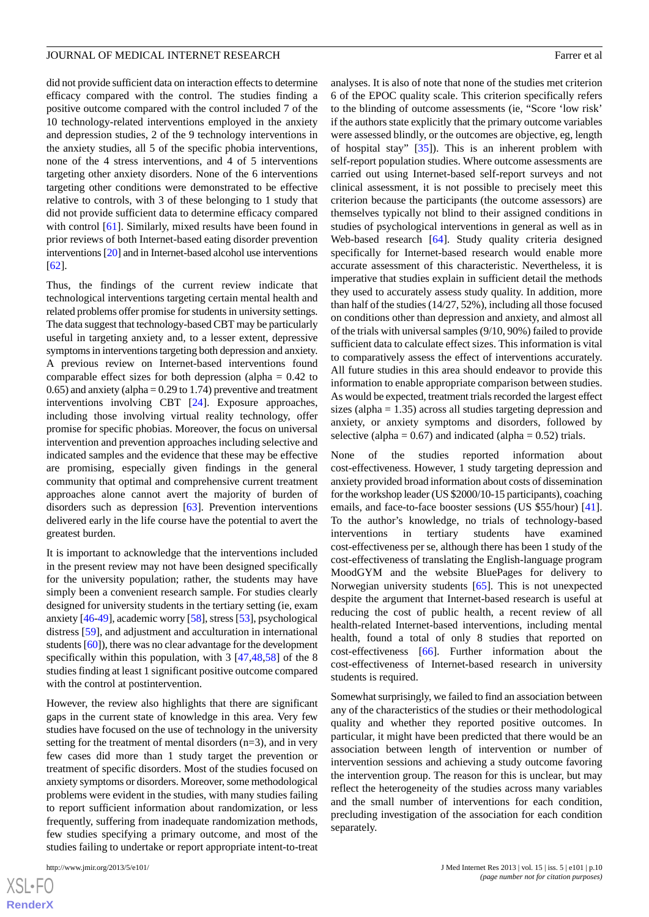did not provide sufficient data on interaction effects to determine efficacy compared with the control. The studies finding a positive outcome compared with the control included 7 of the 10 technology-related interventions employed in the anxiety and depression studies, 2 of the 9 technology interventions in the anxiety studies, all 5 of the specific phobia interventions, none of the 4 stress interventions, and 4 of 5 interventions targeting other anxiety disorders. None of the 6 interventions targeting other conditions were demonstrated to be effective relative to controls, with 3 of these belonging to 1 study that did not provide sufficient data to determine efficacy compared with control [61]. Similarly, mixed results have been found in prior reviews of both Internet-based eating disorder prevention interventions [20] and in Internet-based alcohol use interventions [62].

Thus, the findings of the current review indicate that technological interventions targeting certain mental health and related problems offer promise for students in university settings. The data suggest that technology-based CBT may be particularly useful in targeting anxiety and, to a lesser extent, depressive symptoms in interventions targeting both depression and anxiety. A previous review on Internet-based interventions found comparable effect sizes for both depression (alpha = 0.42 to 0.65) and anxiety (alpha = 0.29 to 1.74) preventive and treatment interventions involving CBT [24]. Exposure approaches, including those involving virtual reality technology, offer promise for specific phobias. Moreover, the focus on universal intervention and prevention approaches including selective and indicated samples and the evidence that these may be effective are promising, especially given findings in the general community that optimal and comprehensive current treatment approaches alone cannot avert the majority of burden of disorders such as depression [63]. Prevention interventions delivered early in the life course have the potential to avert the greatest burden.

It is important to acknowledge that the interventions included in the present review may not have been designed specifically for the university population; rather, the students may have simply been a convenient research sample. For studies clearly designed for university students in the tertiary setting (ie, exam anxiety [46-49], academic worry [58], stress [53], psychological distress [59], and adjustment and acculturation in international students [60]), there was no clear advantage for the development specifically within this population, with 3 [47,48,58] of the 8 studies finding at least 1 significant positive outcome compared with the control at postintervention.

However, the review also highlights that there are significant gaps in the current state of knowledge in this area. Very few studies have focused on the use of technology in the university setting for the treatment of mental disorders (n=3), and in very few cases did more than 1 study target the prevention or treatment of specific disorders. Most of the studies focused on anxiety symptoms or disorders. Moreover, some methodological problems were evident in the studies, with many studies failing to report sufficient information about randomization, or less frequently, suffering from inadequate randomization methods, few studies specifying a primary outcome, and most of the studies failing to undertake or report appropriate intent-to-treat analyses. It is also of note that none of the studies met criterion 6 of the EPOC quality scale. This criterion specifically refers to the blinding of outcome assessments (ie, "Score 'low risk' if the authors state explicitly that the primary outcome variables were assessed blindly, or the outcomes are objective, eg, length of hospital stay" [35]). This is an inherent problem with self-report population studies. Where outcome assessments are carried out using Internet-based self-report surveys and not clinical assessment, it is not possible to precisely meet this criterion because the participants (the outcome assessors) are themselves typically not blind to their assigned conditions in studies of psychological interventions in general as well as in Web-based research [64]. Study quality criteria designed specifically for Internet-based research would enable more accurate assessment of this characteristic. Nevertheless, it is imperative that studies explain in sufficient detail the methods they used to accurately assess study quality. In addition, more than half of the studies (14/27, 52%), including all those focused on conditions other than depression and anxiety, and almost all of the trials with universal samples (9/10, 90%) failed to provide sufficient data to calculate effect sizes. This information is vital to comparatively assess the effect of interventions accurately. All future studies in this area should endeavor to provide this information to enable appropriate comparison between studies. As would be expected, treatment trials recorded the largest effect sizes (alpha = 1.35) across all studies targeting depression and anxiety, or anxiety symptoms and disorders, followed by selective (alpha = 0.67) and indicated (alpha = 0.52) trials.

None of the studies reported information about cost-effectiveness. However, 1 study targeting depression and anxiety provided broad information about costs of dissemination for the workshop leader (US $2000/10-15 participants), coaching emails, and face-to-face booster sessions (US $55/hour) [41]. To the author's knowledge, no trials of technology-based interventions in tertiary students have examined cost-effectiveness per se, although there has been 1 study of the cost-effectiveness of translating the English-language program MoodGYM and the website BluePages for delivery to Norwegian university students [65]. This is not unexpected despite the argument that Internet-based research is useful at reducing the cost of public health, a recent review of all health-related Internet-based interventions, including mental health, found a total of only 8 studies that reported on cost-effectiveness [66]. Further information about the cost-effectiveness of Internet-based research in university students is required.

Somewhat surprisingly, we failed to find an association between any of the characteristics of the studies or their methodological quality and whether they reported positive outcomes. In particular, it might have been predicted that there would be an association between length of intervention or number of intervention sessions and achieving a study outcome favoring the intervention group. The reason for this is unclear, but may reflect the heterogeneity of the studies across many variables and the small number of interventions for each condition, precluding investigation of the association for each condition separately.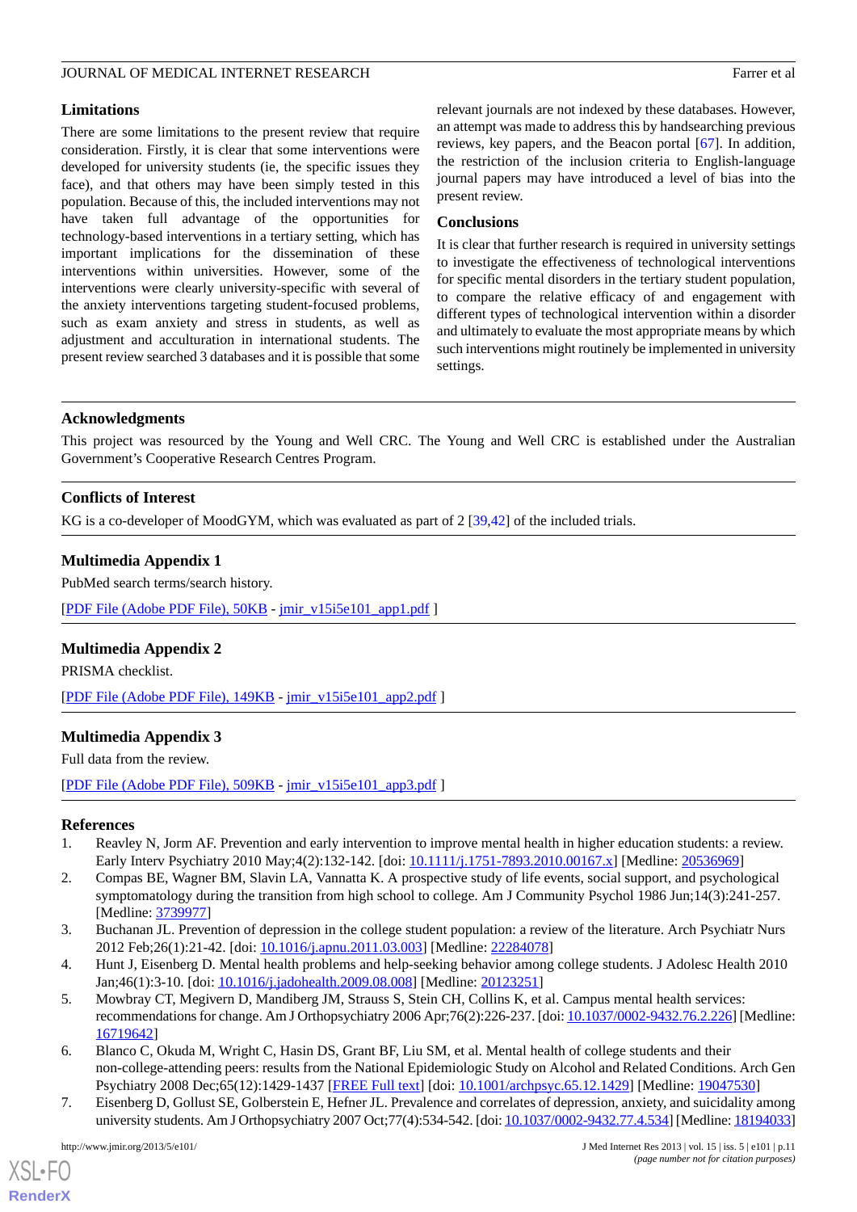## Limitations

There are some limitations to the present review that require consideration. Firstly, it is clear that some interventions were developed for university students (ie, the specific issues they face), and that others may have been simply tested in this population. Because of this, the included interventions may not have taken full advantage of the opportunities for technology-based interventions in a tertiary setting, which has important implications for the dissemination of these interventions within universities. However, some of the interventions were clearly university-specific with several of the anxiety interventions targeting student-focused problems, such as exam anxiety and stress in students, as well as adjustment and acculturation in international students. The present review searched 3 databases and it is possible that some relevant journals are not indexed by these databases. However, an attempt was made to address this by handsearching previous reviews, key papers, and the Beacon portal [67]. In addition, the restriction of the inclusion criteria to English-language journal papers may have introduced a level of bias into the present review.

## Conclusions

It is clear that further research is required in university settings to investigate the effectiveness of technological interventions for specific mental disorders in the tertiary student population, to compare the relative efficacy of and engagement with different types of technological intervention within a disorder and ultimately to evaluate the most appropriate means by which such interventions might routinely be implemented in university settings.

## Acknowledgments

This project was resourced by the Young and Well CRC. The Young and Well CRC is established under the Australian Government's Cooperative Research Centres Program.

## Conflicts of Interest

KG is a co-developer of MoodGYM, which was evaluated as part of 2 [39,42] of the included trials.

## Multimedia Appendix 1

PubMed search terms/search history.

[PDF File (Adobe PDF File), 50KB - jmir_v15i5e101_app1.pdf ]

## Multimedia Appendix 2

PRISMA checklist.

[PDF File (Adobe PDF File), 149KB - jmir_v15i5e101_app2.pdf ]

## Multimedia Appendix 3

Full data from the review.

[PDF File (Adobe PDF File), 509KB - jmir_v15i5e101_app3.pdf ]

## References

1. Reavley N, Jorm AF. Prevention and early intervention to improve mental health in higher education students: a review. Early Interv Psychiatry 2010 May;4(2):132-142. [doi: 10.1111/j.1751-7893.2010.00167.x] [Medline: 20536969]
2. Compas BE, Wagner BM, Slavin LA, Vannatta K. A prospective study of life events, social support, and psychological symptomatology during the transition from high school to college. Am J Community Psychol 1986 Jun;14(3):241-257. [Medline: 3739977]
3. Buchanan JL. Prevention of depression in the college student population: a review of the literature. Arch Psychiatr Nurs 2012 Feb;26(1):21-42. [doi: 10.1016/j.apnu.2011.03.003] [Medline: 22284078]
4. Hunt J, Eisenberg D. Mental health problems and help-seeking behavior among college students. J Adolesc Health 2010 Jan;46(1):3-10. [doi: 10.1016/j.jadohealth.2009.08.008] [Medline: 20123251]
5. Mowbray CT, Megivern D, Mandiberg JM, Strauss S, Stein CH, Collins K, et al. Campus mental health services: recommendations for change. Am J Orthopsychiatry 2006 Apr;76(2):226-237. [doi: 10.1037/0002-9432.76.2.226] [Medline: 16719642]
6. Blanco C, Okuda M, Wright C, Hasin DS, Grant BF, Liu SM, et al. Mental health of college students and their non-college-attending peers: results from the National Epidemiologic Study on Alcohol and Related Conditions. Arch Gen Psychiatry 2008 Dec;65(12):1429-1437 [FREE Full text] [doi: 10.1001/archpsyc.65.12.1429] [Medline: 19047530]
7. Eisenberg D, Gollust SE, Golberstein E, Hefner JL. Prevalence and correlates of depression, anxiety, and suicidality among university students. Am J Orthopsychiatry 2007 Oct;77(4):534-542. [doi: 10.1037/0002-9432.77.4.534] [Medline: 18194033]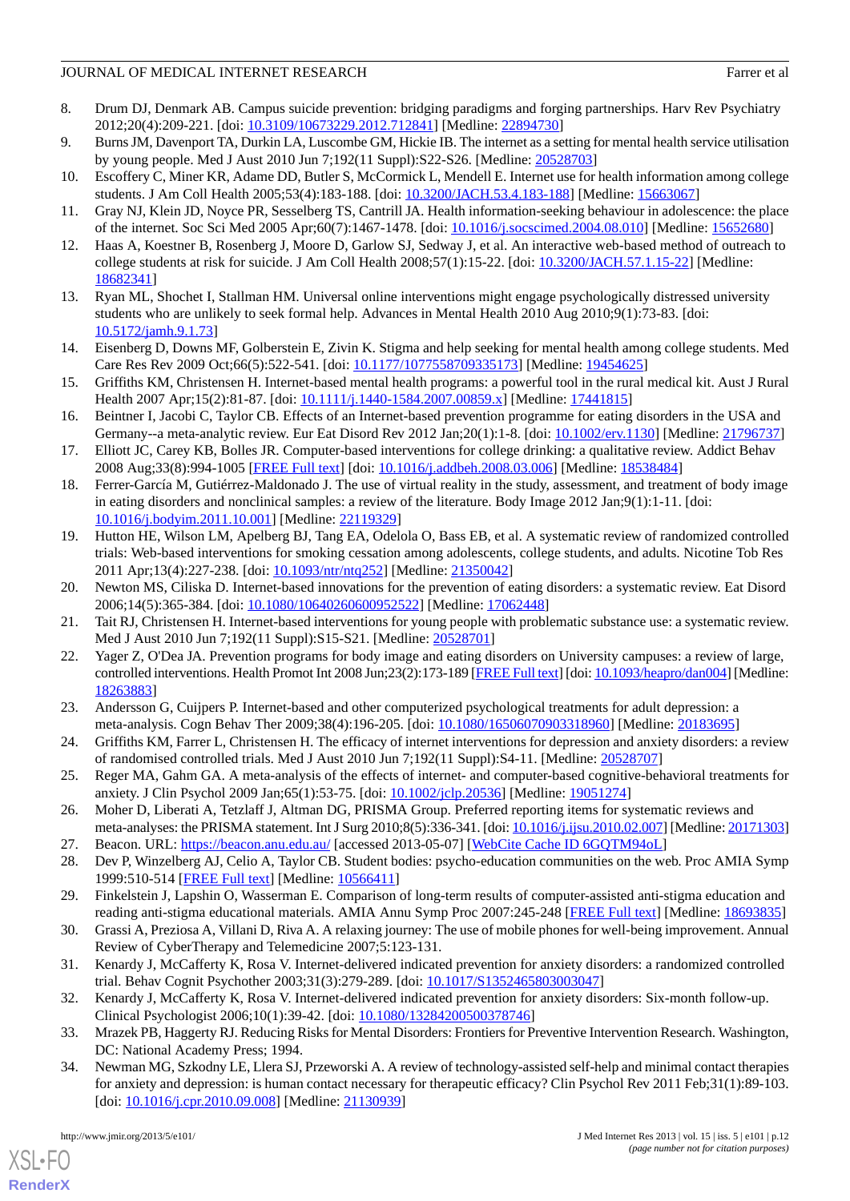8. Drum DJ, Denmark AB. Campus suicide prevention: bridging paradigms and forging partnerships. Harv Rev Psychiatry 2012;20(4):209-221. [doi: 10.3109/10673229.2012.712841] [Medline: 22894730]
9. Burns JM, Davenport TA, Durkin LA, Luscombe GM, Hickie IB. The internet as a setting for mental health service utilisation by young people. Med J Aust 2010 Jun 7;192(11 Suppl):S22-S26. [Medline: 20528703]
10. Escoffery C, Miner KR, Adame DD, Butler S, McCormick L, Mendell E. Internet use for health information among college students. J Am Coll Health 2005;53(4):183-188. [doi: 10.3200/JACH.53.4.183-188] [Medline: 15663067]
11. Gray NJ, Klein JD, Noyce PR, Sesselberg TS, Cantrill JA. Health information-seeking behaviour in adolescence: the place of the internet. Soc Sci Med 2005 Apr;60(7):1467-1478. [doi: 10.1016/j.socscimed.2004.08.010] [Medline: 15652680]
12. Haas A, Koestner B, Rosenberg J, Moore D, Garlow SJ, Sedway J, et al. An interactive web-based method of outreach to college students at risk for suicide. J Am Coll Health 2008;57(1):15-22. [doi: 10.3200/JACH.57.1.15-22] [Medline: 18682341]
13. Ryan ML, Shochet I, Stallman HM. Universal online interventions might engage psychologically distressed university students who are unlikely to seek formal help. Advances in Mental Health 2010 Aug 2010;9(1):73-83. [doi: 10.5172/jamh.9.1.73]
14. Eisenberg D, Downs MF, Golberstein E, Zivin K. Stigma and help seeking for mental health among college students. Med Care Res Rev 2009 Oct;66(5):522-541. [doi: 10.1177/1077558709335173] [Medline: 19454625]
15. Griffiths KM, Christensen H. Internet-based mental health programs: a powerful tool in the rural medical kit. Aust J Rural Health 2007 Apr;15(2):81-87. [doi: 10.1111/j.1440-1584.2007.00859.x] [Medline: 17441815]
16. Beintner I, Jacobi C, Taylor CB. Effects of an Internet-based prevention programme for eating disorders in the USA and Germany--a meta-analytic review. Eur Eat Disord Rev 2012 Jan;20(1):1-8. [doi: 10.1002/erv.1130] [Medline: 21796737]
17. Elliott JC, Carey KB, Bolles JR. Computer-based interventions for college drinking: a qualitative review. Addict Behav 2008 Aug;33(8):994-1005 [FREE Full text] [doi: 10.1016/j.addbeh.2008.03.006] [Medline: 18538484]
18. Ferrer-García M, Gutiérrez-Maldonado J. The use of virtual reality in the study, assessment, and treatment of body image in eating disorders and nonclinical samples: a review of the literature. Body Image 2012 Jan;9(1):1-11. [doi: 10.1016/j.bodyim.2011.10.001] [Medline: 22119329]
19. Hutton HE, Wilson LM, Apelberg BJ, Tang EA, Odelola O, Bass EB, et al. A systematic review of randomized controlled trials: Web-based interventions for smoking cessation among adolescents, college students, and adults. Nicotine Tob Res 2011 Apr;13(4):227-238. [doi: 10.1093/ntr/ntq252] [Medline: 21350042]
20. Newton MS, Ciliska D. Internet-based innovations for the prevention of eating disorders: a systematic review. Eat Disord 2006;14(5):365-384. [doi: 10.1080/10640260600952522] [Medline: 17062448]
21. Tait RJ, Christensen H. Internet-based interventions for young people with problematic substance use: a systematic review. Med J Aust 2010 Jun 7;192(11 Suppl):S15-S21. [Medline: 20528701]
22. Yager Z, O'Dea JA. Prevention programs for body image and eating disorders on University campuses: a review of large, controlled interventions. Health Promot Int 2008 Jun;23(2):173-189 [FREE Full text] [doi: 10.1093/heapro/dan004] [Medline: 18263883]
23. Andersson G, Cuijpers P. Internet-based and other computerized psychological treatments for adult depression: a meta-analysis. Cogn Behav Ther 2009;38(4):196-205. [doi: 10.1080/16506070903318960] [Medline: 20183695]
24. Griffiths KM, Farrer L, Christensen H. The efficacy of internet interventions for depression and anxiety disorders: a review of randomised controlled trials. Med J Aust 2010 Jun 7;192(11 Suppl):S4-11. [Medline: 20528707]
25. Reger MA, Gahm GA. A meta-analysis of the effects of internet- and computer-based cognitive-behavioral treatments for anxiety. J Clin Psychol 2009 Jan;65(1):53-75. [doi: 10.1002/jclp.20536] [Medline: 19051274]
26. Moher D, Liberati A, Tetzlaff J, Altman DG, PRISMA Group. Preferred reporting items for systematic reviews and meta-analyses: the PRISMA statement. Int J Surg 2010;8(5):336-341. [doi: 10.1016/j.ijsu.2010.02.007] [Medline: 20171303]
27. Beacon. URL: https://beacon.anu.edu.au/ [accessed 2013-05-07] [WebCite Cache ID 6GQTM94oL]
28. Dev P, Winzelberg AJ, Celio A, Taylor CB. Student bodies: psycho-education communities on the web. Proc AMIA Symp 1999:510-514 [FREE Full text] [Medline: 10566411]
29. Finkelstein J, Lapshin O, Wasserman E. Comparison of long-term results of computer-assisted anti-stigma education and reading anti-stigma educational materials. AMIA Annu Symp Proc 2007:245-248 [FREE Full text] [Medline: 18693835]
30. Grassi A, Preziosa A, Villani D, Riva A. A relaxing journey: The use of mobile phones for well-being improvement. Annual Review of CyberTherapy and Telemedicine 2007;5:123-131.
31. Kenardy J, McCafferty K, Rosa V. Internet-delivered indicated prevention for anxiety disorders: a randomized controlled trial. Behav Cognit Psychother 2003;31(3):279-289. [doi: 10.1017/S1352465803003047]
32. Kenardy J, McCafferty K, Rosa V. Internet-delivered indicated prevention for anxiety disorders: Six-month follow-up. Clinical Psychologist 2006;10(1):39-42. [doi: 10.1080/13284200500378746]
33. Mrazek PB, Haggerty RJ. Reducing Risks for Mental Disorders: Frontiers for Preventive Intervention Research. Washington, DC: National Academy Press; 1994.
34. Newman MG, Szkodny LE, Llera SJ, Przeworski A. A review of technology-assisted self-help and minimal contact therapies for anxiety and depression: is human contact necessary for therapeutic efficacy? Clin Psychol Rev 2011 Feb;31(1):89-103. [doi: 10.1016/j.cpr.2010.09.008] [Medline: 21130939]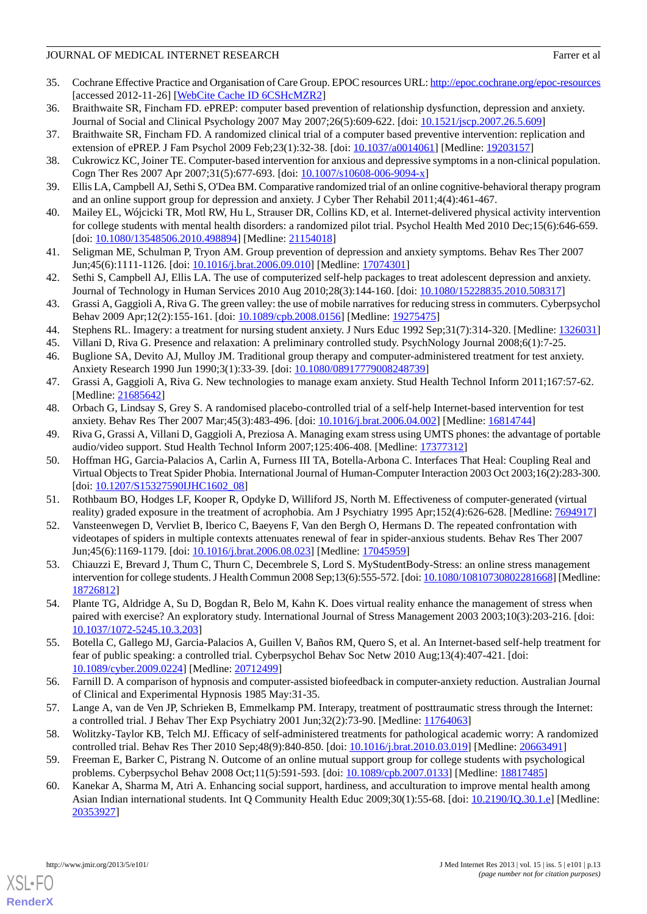35. Cochrane Effective Practice and Organisation of Care Group. EPOC resources URL: http://epoc.cochrane.org/epoc-resources [accessed 2012-11-26] [WebCite Cache ID 6CSHcMZR2]
36. Braithwaite SR, Fincham FD. ePREP: computer based prevention of relationship dysfunction, depression and anxiety. Journal of Social and Clinical Psychology 2007 May 2007;26(5):609-622. [doi: 10.1521/jscp.2007.26.5.609]
37. Braithwaite SR, Fincham FD. A randomized clinical trial of a computer based preventive intervention: replication and extension of ePREP. J Fam Psychol 2009 Feb;23(1):32-38. [doi: 10.1037/a0014061] [Medline: 19203157]
38. Cukrowicz KC, Joiner TE. Computer-based intervention for anxious and depressive symptoms in a non-clinical population. Cogn Ther Res 2007 Apr 2007;31(5):677-693. [doi: 10.1007/s10608-006-9094-x]
39. Ellis LA, Campbell AJ, Sethi S, O'Dea BM. Comparative randomized trial of an online cognitive-behavioral therapy program and an online support group for depression and anxiety. J Cyber Ther Rehabil 2011;4(4):461-467.
40. Mailey EL, Wójcicki TR, Motl RW, Hu L, Strauser DR, Collins KD, et al. Internet-delivered physical activity intervention for college students with mental health disorders: a randomized pilot trial. Psychol Health Med 2010 Dec;15(6):646-659. [doi: 10.1080/13548506.2010.498894] [Medline: 21154018]
41. Seligman ME, Schulman P, Tryon AM. Group prevention of depression and anxiety symptoms. Behav Res Ther 2007 Jun;45(6):1111-1126. [doi: 10.1016/j.brat.2006.09.010] [Medline: 17074301]
42. Sethi S, Campbell AJ, Ellis LA. The use of computerized self-help packages to treat adolescent depression and anxiety. Journal of Technology in Human Services 2010 Aug 2010;28(3):144-160. [doi: 10.1080/15228835.2010.508317]
43. Grassi A, Gaggioli A, Riva G. The green valley: the use of mobile narratives for reducing stress in commuters. Cyberpsychol Behav 2009 Apr;12(2):155-161. [doi: 10.1089/cpb.2008.0156] [Medline: 19275475]
44. Stephens RL. Imagery: a treatment for nursing student anxiety. J Nurs Educ 1992 Sep;31(7):314-320. [Medline: 1326031]
45. Villani D, Riva G. Presence and relaxation: A preliminary controlled study. PsychNology Journal 2008;6(1):7-25.
46. Buglione SA, Devito AJ, Mulloy JM. Traditional group therapy and computer-administered treatment for test anxiety. Anxiety Research 1990 Jun 1990;3(1):33-39. [doi: 10.1080/08917779008248739]
47. Grassi A, Gaggioli A, Riva G. New technologies to manage exam anxiety. Stud Health Technol Inform 2011;167:57-62. [Medline: 21685642]
48. Orbach G, Lindsay S, Grey S. A randomised placebo-controlled trial of a self-help Internet-based intervention for test anxiety. Behav Res Ther 2007 Mar;45(3):483-496. [doi: 10.1016/j.brat.2006.04.002] [Medline: 16814744]
49. Riva G, Grassi A, Villani D, Gaggioli A, Preziosa A. Managing exam stress using UMTS phones: the advantage of portable audio/video support. Stud Health Technol Inform 2007;125:406-408. [Medline: 17377312]
50. Hoffman HG, Garcia-Palacios A, Carlin A, Furness III TA, Botella-Arbona C. Interfaces That Heal: Coupling Real and Virtual Objects to Treat Spider Phobia. International Journal of Human-Computer Interaction 2003 Oct 2003;16(2):283-300. [doi: 10.1207/S15327590IJHC1602_08]
51. Rothbaum BO, Hodges LF, Kooper R, Opdyke D, Williford JS, North M. Effectiveness of computer-generated (virtual reality) graded exposure in the treatment of acrophobia. Am J Psychiatry 1995 Apr;152(4):626-628. [Medline: 7694917]
52. Vansteenwegen D, Vervliet B, Iberico C, Baeyens F, Van den Bergh O, Hermans D. The repeated confrontation with videotapes of spiders in multiple contexts attenuates renewal of fear in spider-anxious students. Behav Res Ther 2007 Jun;45(6):1169-1179. [doi: 10.1016/j.brat.2006.08.023] [Medline: 17045959]
53. Chiauzzi E, Brevard J, Thum C, Thurn C, Decembrele S, Lord S. MyStudentBody-Stress: an online stress management intervention for college students. J Health Commun 2008 Sep;13(6):555-572. [doi: 10.1080/10810730802281668] [Medline: 18726812]
54. Plante TG, Aldridge A, Su D, Bogdan R, Belo M, Kahn K. Does virtual reality enhance the management of stress when paired with exercise? An exploratory study. International Journal of Stress Management 2003 2003;10(3):203-216. [doi: 10.1037/1072-5245.10.3.203]
55. Botella C, Gallego MJ, Garcia-Palacios A, Guillen V, Baños RM, Quero S, et al. An Internet-based self-help treatment for fear of public speaking: a controlled trial. Cyberpsychol Behav Soc Netw 2010 Aug;13(4):407-421. [doi: 10.1089/cyber.2009.0224] [Medline: 20712499]
56. Farnill D. A comparison of hypnosis and computer-assisted biofeedback in computer-anxiety reduction. Australian Journal of Clinical and Experimental Hypnosis 1985 May:31-35.
57. Lange A, van de Ven JP, Schrieken B, Emmelkamp PM. Interapy, treatment of posttraumatic stress through the Internet: a controlled trial. J Behav Ther Exp Psychiatry 2001 Jun;32(2):73-90. [Medline: 11764063]
58. Wolitzky-Taylor KB, Telch MJ. Efficacy of self-administered treatments for pathological academic worry: A randomized controlled trial. Behav Res Ther 2010 Sep;48(9):840-850. [doi: 10.1016/j.brat.2010.03.019] [Medline: 20663491]
59. Freeman E, Barker C, Pistrang N. Outcome of an online mutual support group for college students with psychological problems. Cyberpsychol Behav 2008 Oct;11(5):591-593. [doi: 10.1089/cpb.2007.0133] [Medline: 18817485]
60. Kanekar A, Sharma M, Atri A. Enhancing social support, hardiness, and acculturation to improve mental health among Asian Indian international students. Int Q Community Health Educ 2009;30(1):55-68. [doi: 10.2190/IQ.30.1.e] [Medline: 20353927]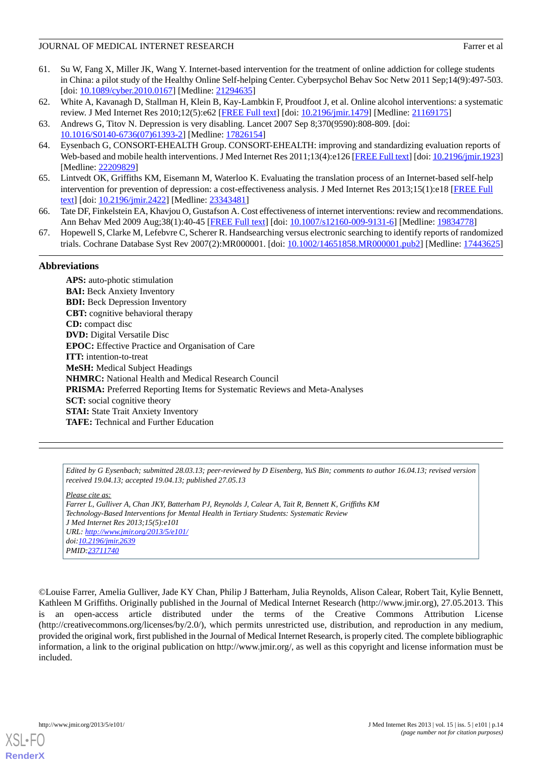61. Su W, Fang X, Miller JK, Wang Y. Internet-based intervention for the treatment of online addiction for college students in China: a pilot study of the Healthy Online Self-helping Center. Cyberpsychol Behav Soc Netw 2011 Sep;14(9):497-503. [doi: 10.1089/cyber.2010.0167] [Medline: 21294635]
62. White A, Kavanagh D, Stallman H, Klein B, Kay-Lambkin F, Proudfoot J, et al. Online alcohol interventions: a systematic review. J Med Internet Res 2010;12(5):e62 [FREE Full text] [doi: 10.2196/jmir.1479] [Medline: 21169175]
63. Andrews G, Titov N. Depression is very disabling. Lancet 2007 Sep 8;370(9590):808-809. [doi: 10.1016/S0140-6736(07)61393-2] [Medline: 17826154]
64. Eysenbach G, CONSORT-EHEALTH Group. CONSORT-EHEALTH: improving and standardizing evaluation reports of Web-based and mobile health interventions. J Med Internet Res 2011;13(4):e126 [FREE Full text] [doi: 10.2196/jmir.1923] [Medline: 22209829]
65. Lintvedt OK, Griffiths KM, Eisemann M, Waterloo K. Evaluating the translation process of an Internet-based self-help intervention for prevention of depression: a cost-effectiveness analysis. J Med Internet Res 2013;15(1):e18 [FREE Full text] [doi: 10.2196/jmir.2422] [Medline: 23343481]
66. Tate DF, Finkelstein EA, Khavjou O, Gustafson A. Cost effectiveness of internet interventions: review and recommendations. Ann Behav Med 2009 Aug;38(1):40-45 [FREE Full text] [doi: 10.1007/s12160-009-9131-6] [Medline: 19834778]
67. Hopewell S, Clarke M, Lefebvre C, Scherer R. Handsearching versus electronic searching to identify reports of randomized trials. Cochrane Database Syst Rev 2007(2):MR000001. [doi: 10.1002/14651858.MR000001.pub2] [Medline: 17443625]

## Abbreviations

**APS:** auto-photic stimulation
**BAI:** Beck Anxiety Inventory
**BDI:** Beck Depression Inventory
**CBT:** cognitive behavioral therapy
**CD:** compact disc
**DVD:** Digital Versatile Disc
**EPOC:** Effective Practice and Organisation of Care
**ITT:** intention-to-treat
**MeSH:** Medical Subject Headings
**NHMRC:** National Health and Medical Research Council
**PRISMA:** Preferred Reporting Items for Systematic Reviews and Meta-Analyses
**SCT:** social cognitive theory
**STAI:** State Trait Anxiety Inventory
**TAFE:** Technical and Further Education

*Edited by G Eysenbach; submitted 28.03.13; peer-reviewed by D Eisenberg, YuS Bin; comments to author 16.04.13; revised version received 19.04.13; accepted 19.04.13; published 27.05.13*

*Please cite as:*
*Farrer L, Gulliver A, Chan JKY, Batterham PJ, Reynolds J, Calear A, Tait R, Bennett K, Griffiths KM*
*Technology-Based Interventions for Mental Health in Tertiary Students: Systematic Review*
*J Med Internet Res 2013;15(5):e101*
*URL: http://www.jmir.org/2013/5/e101/*
*doi:10.2196/jmir.2639*
*PMID:23711740*

©Louise Farrer, Amelia Gulliver, Jade KY Chan, Philip J Batterham, Julia Reynolds, Alison Calear, Robert Tait, Kylie Bennett, Kathleen M Griffiths. Originally published in the Journal of Medical Internet Research (http://www.jmir.org), 27.05.2013. This is an open-access article distributed under the terms of the Creative Commons Attribution License (http://creativecommons.org/licenses/by/2.0/), which permits unrestricted use, distribution, and reproduction in any medium, provided the original work, first published in the Journal of Medical Internet Research, is properly cited. The complete bibliographic information, a link to the original publication on http://www.jmir.org/, as well as this copyright and license information must be included.